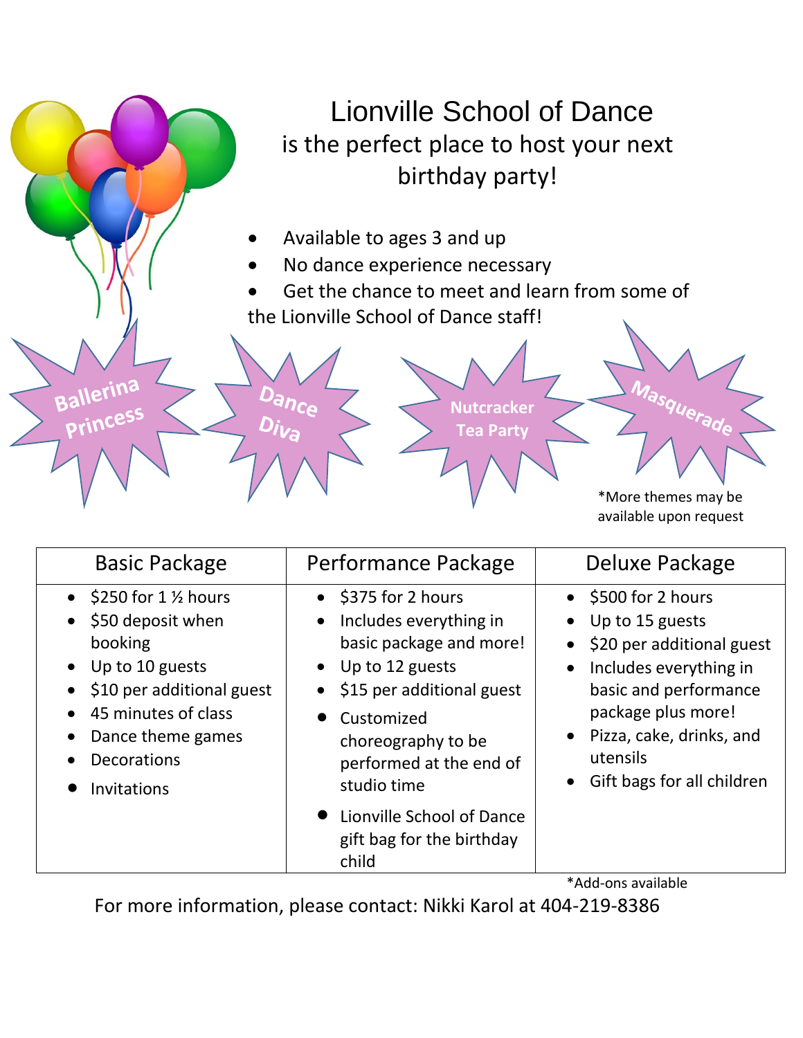# Lionville School of Dance

## is the perfect place to host your next birthday party!

- Available to ages 3 and up
- No dance experience necessary
- Get the chance to meet and learn from some of the Lionville School of Dance staff!

Ballerina Princess

Dance Diva

Nutcracker Tea Party

Masquerade

*More themes may be available upon request

| Basic Package | Performance Package | Deluxe Package |
| --- | --- | --- |
| • $250 for 1 ½ hours<br>• $50 deposit when booking<br>• Up to 10 guests<br>• $10 per additional guest<br>• 45 minutes of class<br>• Dance theme games<br>• Decorations<br>• Invitations | • $375 for 2 hours<br>• Includes everything in basic package and more!<br>• Up to 12 guests<br>• $15 per additional guest<br>• Customized choreography to be performed at the end of studio time<br>• Lionville School of Dance gift bag for the birthday child | • $500 for 2 hours<br>• Up to 15 guests<br>• $20 per additional guest<br>• Includes everything in basic and performance package plus more!<br>• Pizza, cake, drinks, and utensils<br>• Gift bags for all children |

*Add-ons available

For more information, please contact: Nikki Karol at 404-219-8386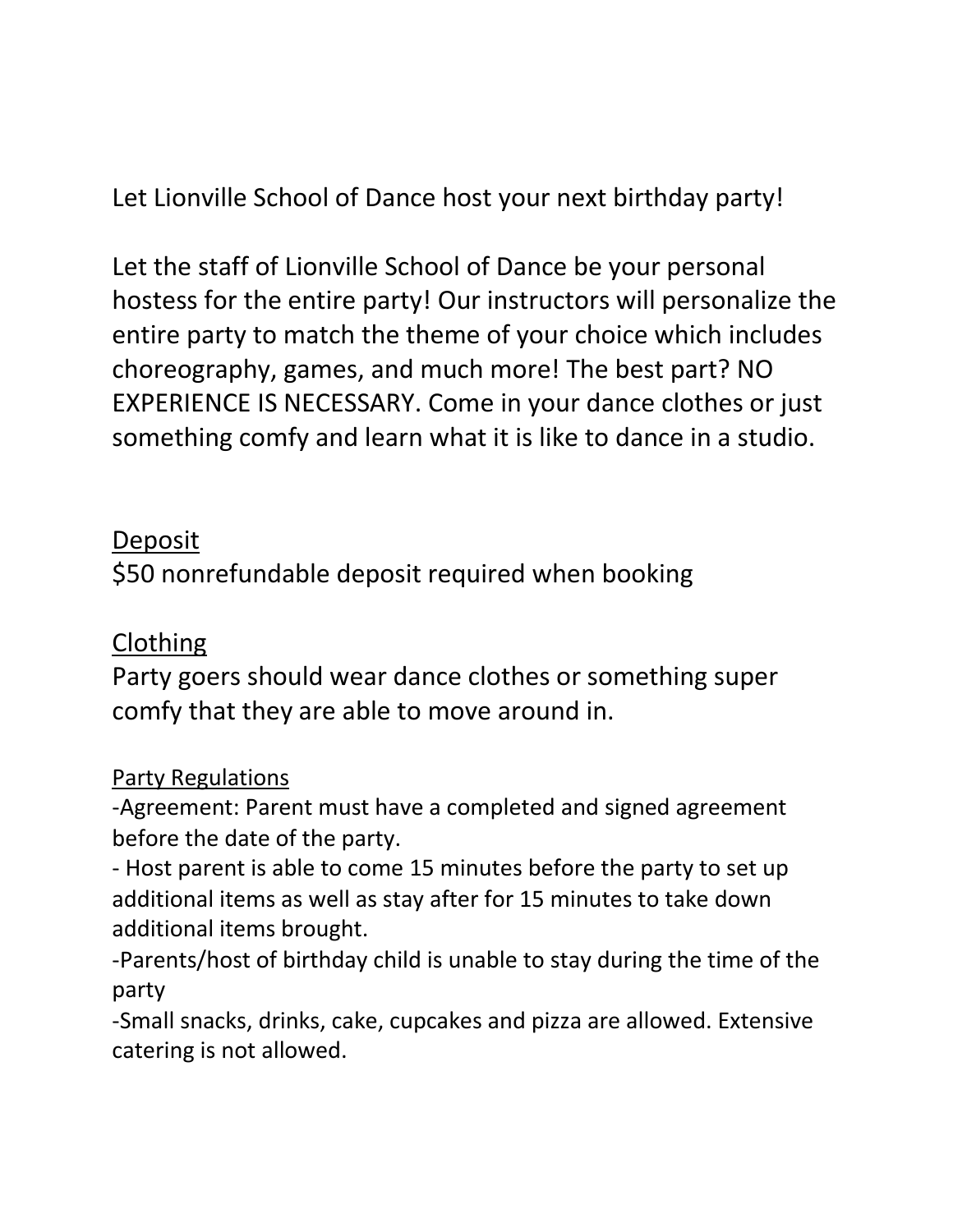Let Lionville School of Dance host your next birthday party!

Let the staff of Lionville School of Dance be your personal hostess for the entire party! Our instructors will personalize the entire party to match the theme of your choice which includes choreography, games, and much more! The best part? NO EXPERIENCE IS NECESSARY. Come in your dance clothes or just something comfy and learn what it is like to dance in a studio.

<u>Deposit</u>

$50 nonrefundable deposit required when booking

<u>Clothing</u>

Party goers should wear dance clothes or something super comfy that they are able to move around in.

<u>Party Regulations</u>

-Agreement: Parent must have a completed and signed agreement before the date of the party.

- Host parent is able to come 15 minutes before the party to set up additional items as well as stay after for 15 minutes to take down additional items brought.

-Parents/host of birthday child is unable to stay during the time of the party

-Small snacks, drinks, cake, cupcakes and pizza are allowed. Extensive catering is not allowed.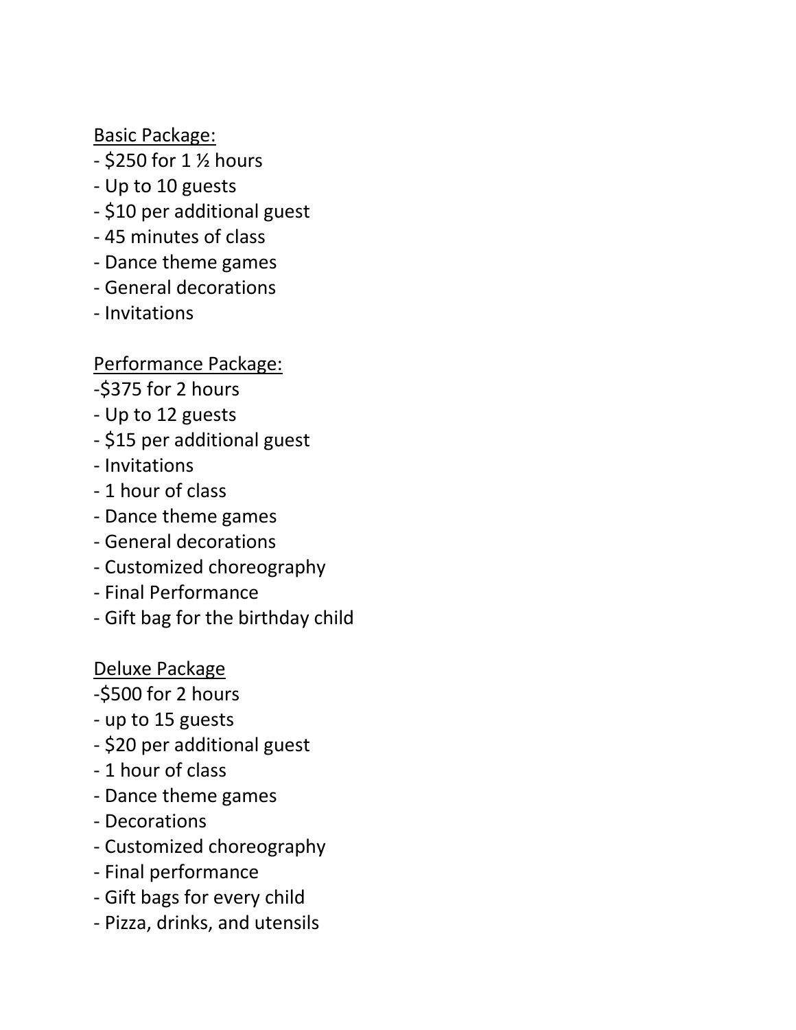Basic Package:

- $250 for 1 ½ hours
- Up to 10 guests
- $10 per additional guest
- 45 minutes of class
- Dance theme games
- General decorations
- Invitations

Performance Package:

-$375 for 2 hours
- Up to 12 guests
- $15 per additional guest
- Invitations
- 1 hour of class
- Dance theme games
- General decorations
- Customized choreography
- Final Performance
- Gift bag for the birthday child

Deluxe Package

-$500 for 2 hours
- up to 15 guests
- $20 per additional guest
- 1 hour of class
- Dance theme games
- Decorations
- Customized choreography
- Final performance
- Gift bags for every child
- Pizza, drinks, and utensils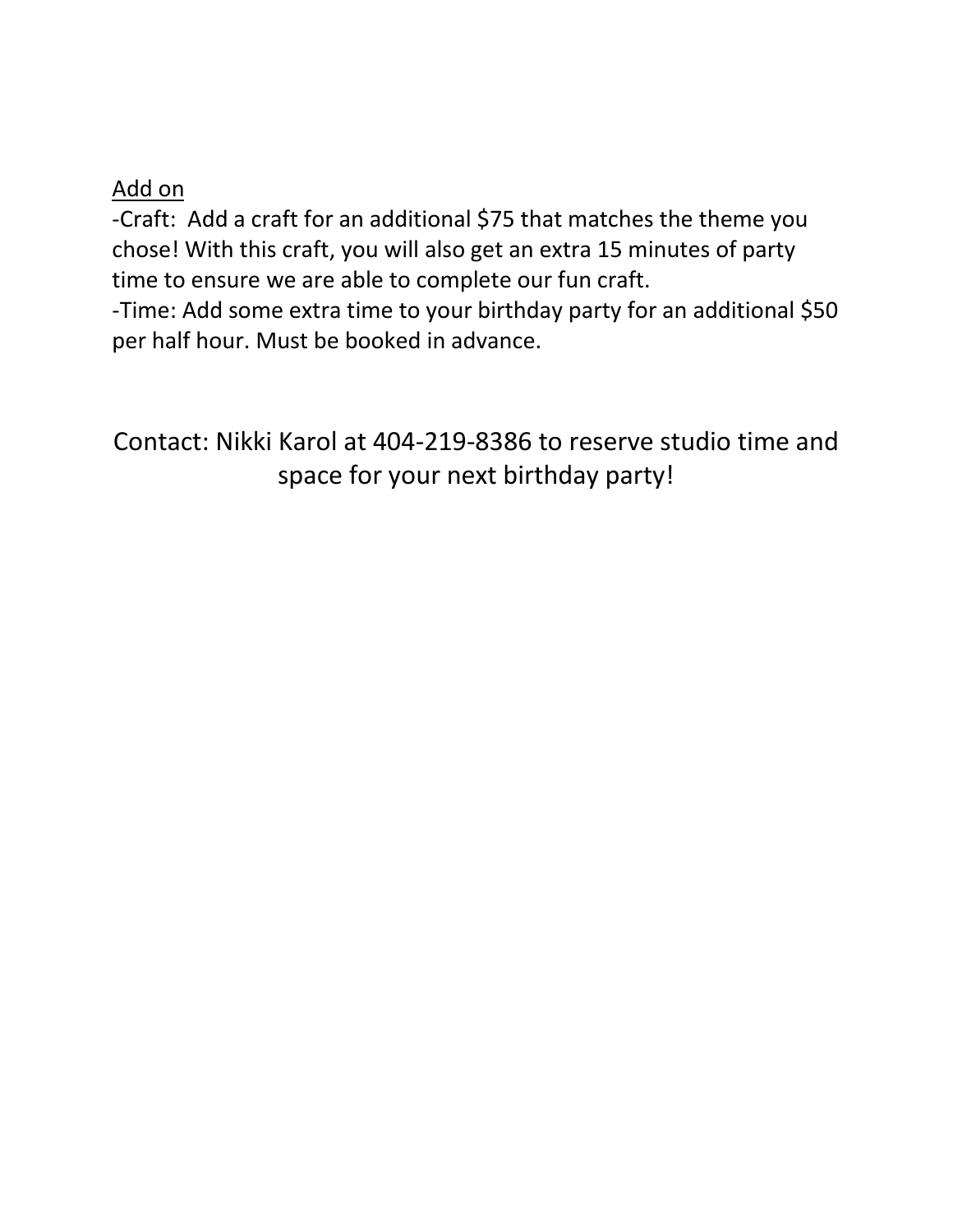<u>Add on</u>

-Craft:  Add a craft for an additional $75 that matches the theme you chose! With this craft, you will also get an extra 15 minutes of party time to ensure we are able to complete our fun craft.

-Time: Add some extra time to your birthday party for an additional $50 per half hour. Must be booked in advance.

Contact: Nikki Karol at 404-219-8386 to reserve studio time and space for your next birthday party!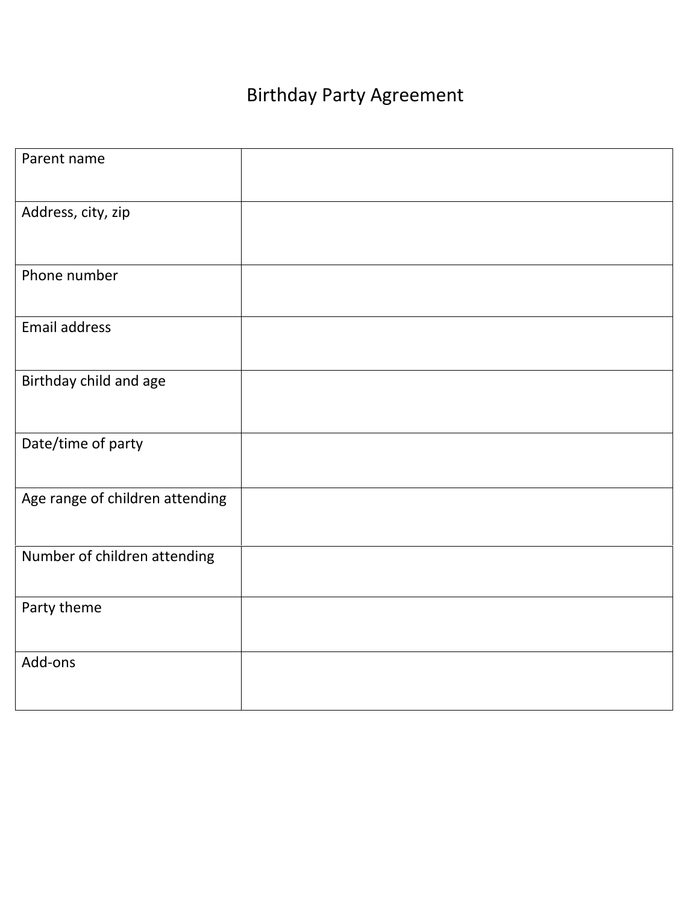# Birthday Party Agreement

| Parent name | |
|---|---|
| Address, city, zip | |
| Phone number | |
| Email address | |
| Birthday child and age | |
| Date/time of party | |
| Age range of children attending | |
| Number of children attending | |
| Party theme | |
| Add-ons | |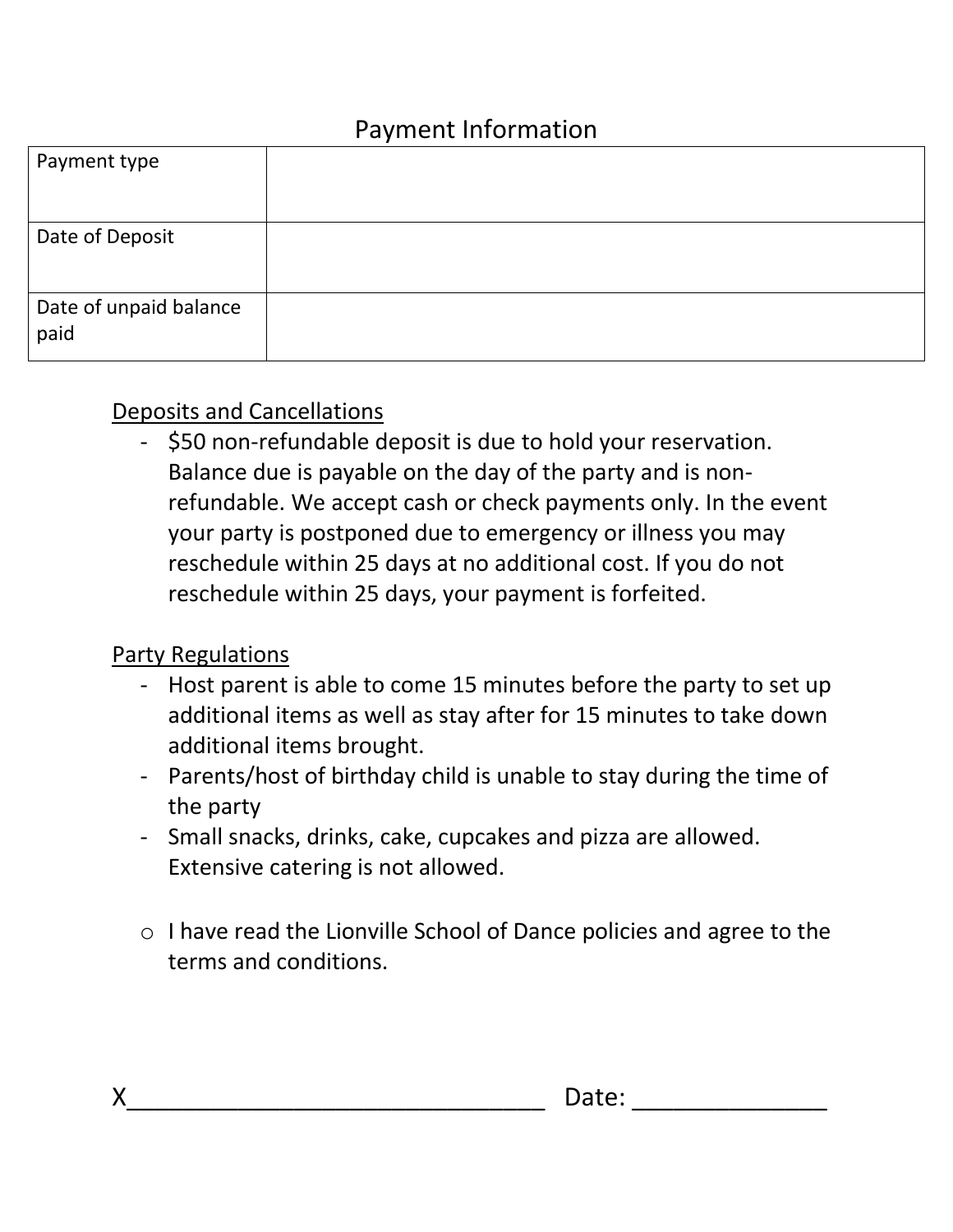## Payment Information

| | |
|---|---|
| Payment type | |
| Date of Deposit | |
| Date of unpaid balance paid | |

Deposits and Cancellations

- $50 non-refundable deposit is due to hold your reservation. Balance due is payable on the day of the party and is non-refundable. We accept cash or check payments only. In the event your party is postponed due to emergency or illness you may reschedule within 25 days at no additional cost. If you do not reschedule within 25 days, your payment is forfeited.

Party Regulations

- Host parent is able to come 15 minutes before the party to set up additional items as well as stay after for 15 minutes to take down additional items brought.
- Parents/host of birthday child is unable to stay during the time of the party
- Small snacks, drinks, cake, cupcakes and pizza are allowed. Extensive catering is not allowed.

- I have read the Lionville School of Dance policies and agree to the terms and conditions.

X_______________________________ Date: ______________